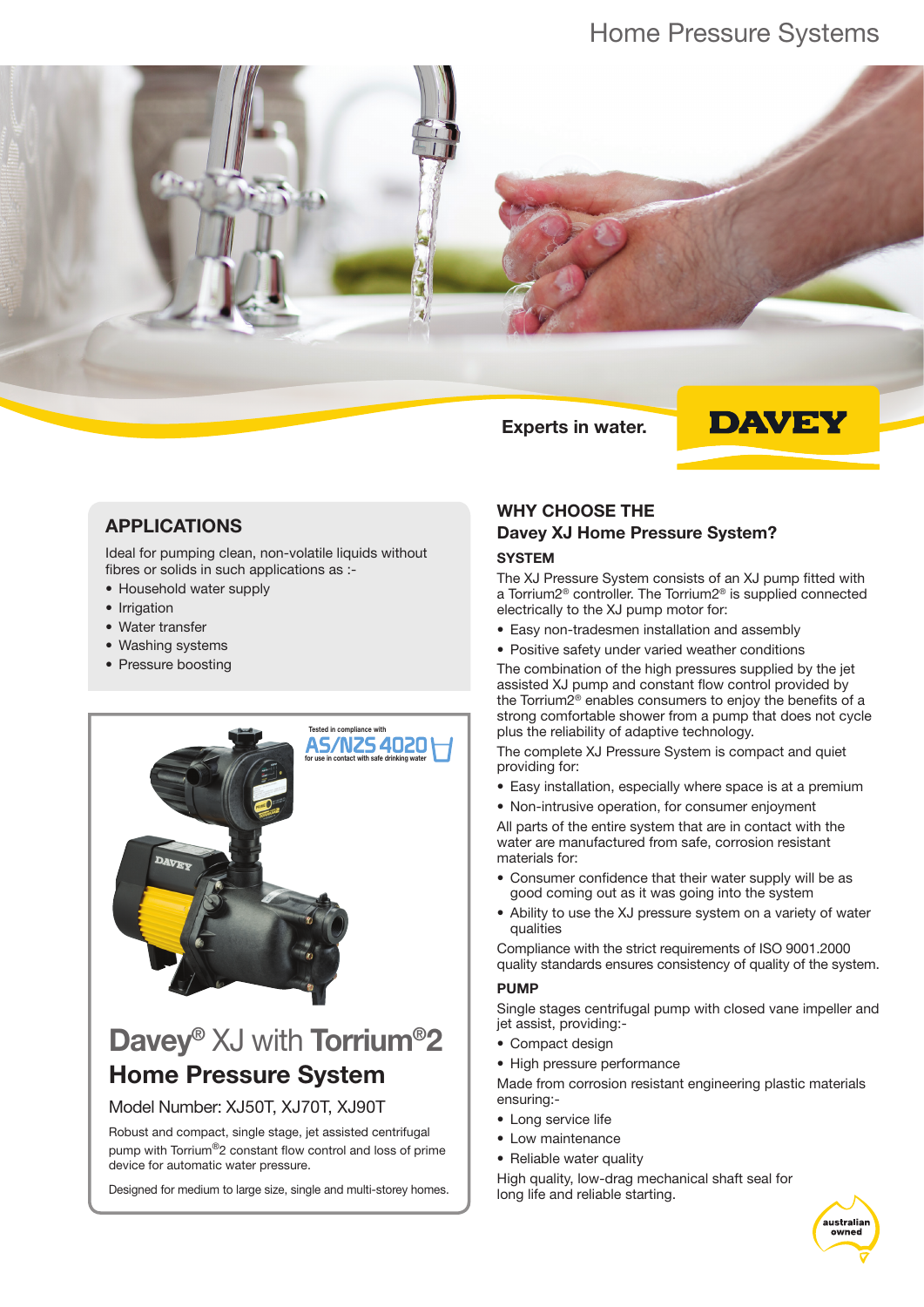# Home Pressure Systems

Experts in water.

DAVEY

## APPLICATIONS

Ideal for pumping clean, non-volatile liquids without fibres or solids in such applications as :-

- Household water supply
- Irrigation
- Water transfer
- Washing systems
- Pressure boosting

Tested in compliance with AS/NZS 4020 for use in contact with safe drinking water

# Davey® XJ with Torrium®2

## Home Pressure System

Model Number: XJ50T, XJ70T, XJ90T

Robust and compact, single stage, jet assisted centrifugal pump with Torrium®2 constant flow control and loss of prime device for automatic water pressure.

Designed for medium to large size, single and multi-storey homes.

## WHY CHOOSE THE Davey XJ Home Pressure System?

### SYSTEM

The XJ Pressure System consists of an XJ pump fitted with a Torrium2® controller. The Torrium2® is supplied connected electrically to the XJ pump motor for:

- Easy non-tradesmen installation and assembly
- Positive safety under varied weather conditions

The combination of the high pressures supplied by the jet assisted XJ pump and constant flow control provided by the Torrium2® enables consumers to enjoy the benefits of a strong comfortable shower from a pump that does not cycle plus the reliability of adaptive technology.

The complete XJ Pressure System is compact and quiet providing for:

- Easy installation, especially where space is at a premium
- Non-intrusive operation, for consumer enjoyment

All parts of the entire system that are in contact with the water are manufactured from safe, corrosion resistant materials for:

- Consumer confidence that their water supply will be as good coming out as it was going into the system
- Ability to use the XJ pressure system on a variety of water qualities

Compliance with the strict requirements of ISO 9001.2000 quality standards ensures consistency of quality of the system.

### PUMP

Single stages centrifugal pump with closed vane impeller and jet assist, providing:-

- Compact design
- High pressure performance

Made from corrosion resistant engineering plastic materials ensuring:-

- Long service life
- Low maintenance
- Reliable water quality

High quality, low-drag mechanical shaft seal for long life and reliable starting.

australian owned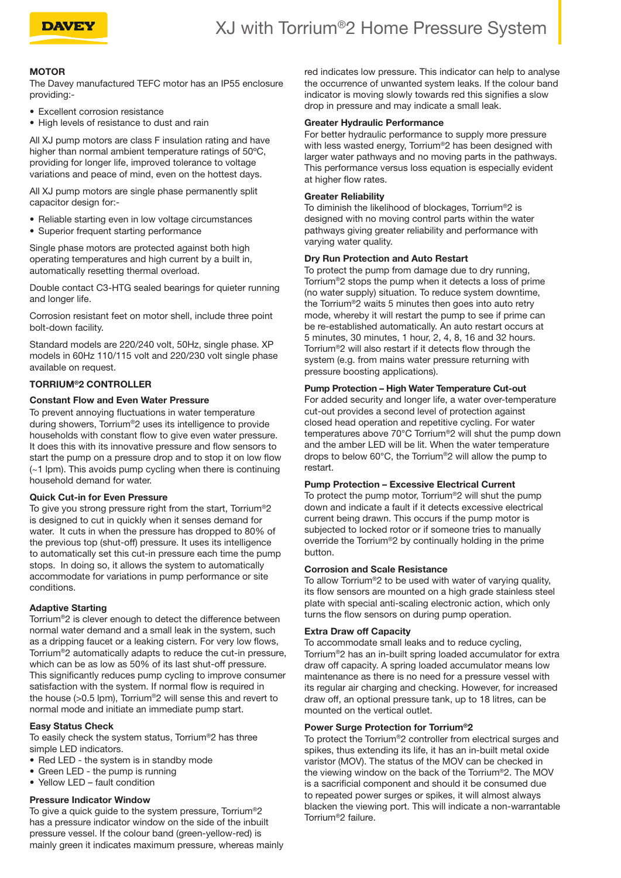## MOTOR

The Davey manufactured TEFC motor has an IP55 enclosure providing:-

- Excellent corrosion resistance
- High levels of resistance to dust and rain

All XJ pump motors are class F insulation rating and have higher than normal ambient temperature ratings of 50ºC, providing for longer life, improved tolerance to voltage variations and peace of mind, even on the hottest days.

All XJ pump motors are single phase permanently split capacitor design for:-

- Reliable starting even in low voltage circumstances
- Superior frequent starting performance

Single phase motors are protected against both high operating temperatures and high current by a built in, automatically resetting thermal overload.

Double contact C3-HTG sealed bearings for quieter running and longer life.

Corrosion resistant feet on motor shell, include three point bolt-down facility.

Standard models are 220/240 volt, 50Hz, single phase. XP models in 60Hz 110/115 volt and 220/230 volt single phase available on request.

## TORRIUM®2 CONTROLLER

### Constant Flow and Even Water Pressure

To prevent annoying fluctuations in water temperature during showers, Torrium®2 uses its intelligence to provide households with constant flow to give even water pressure. It does this with its innovative pressure and flow sensors to start the pump on a pressure drop and to stop it on low flow (~1 lpm). This avoids pump cycling when there is continuing household demand for water.

### Quick Cut-in for Even Pressure

To give you strong pressure right from the start, Torrium®2 is designed to cut in quickly when it senses demand for water. It cuts in when the pressure has dropped to 80% of the previous top (shut-off) pressure. It uses its intelligence to automatically set this cut-in pressure each time the pump stops. In doing so, it allows the system to automatically accommodate for variations in pump performance or site conditions.

### Adaptive Starting

Torrium®2 is clever enough to detect the difference between normal water demand and a small leak in the system, such as a dripping faucet or a leaking cistern. For very low flows, Torrium®2 automatically adapts to reduce the cut-in pressure, which can be as low as 50% of its last shut-off pressure. This significantly reduces pump cycling to improve consumer satisfaction with the system. If normal flow is required in the house (>0.5 lpm), Torrium®2 will sense this and revert to normal mode and initiate an immediate pump start.

### Easy Status Check

To easily check the system status, Torrium®2 has three simple LED indicators.

- Red LED - the system is in standby mode
- Green LED - the pump is running
- Yellow LED – fault condition

### Pressure Indicator Window

To give a quick guide to the system pressure, Torrium®2 has a pressure indicator window on the side of the inbuilt pressure vessel. If the colour band (green-yellow-red) is mainly green it indicates maximum pressure, whereas mainly red indicates low pressure. This indicator can help to analyse the occurrence of unwanted system leaks. If the colour band indicator is moving slowly towards red this signifies a slow drop in pressure and may indicate a small leak.

### Greater Hydraulic Performance

For better hydraulic performance to supply more pressure with less wasted energy, Torrium®2 has been designed with larger water pathways and no moving parts in the pathways. This performance versus loss equation is especially evident at higher flow rates.

### Greater Reliability

To diminish the likelihood of blockages, Torrium®2 is designed with no moving control parts within the water pathways giving greater reliability and performance with varying water quality.

### Dry Run Protection and Auto Restart

To protect the pump from damage due to dry running, Torrium®2 stops the pump when it detects a loss of prime (no water supply) situation. To reduce system downtime, the Torrium®2 waits 5 minutes then goes into auto retry mode, whereby it will restart the pump to see if prime can be re-established automatically. An auto restart occurs at 5 minutes, 30 minutes, 1 hour, 2, 4, 8, 16 and 32 hours. Torrium®2 will also restart if it detects flow through the system (e.g. from mains water pressure returning with pressure boosting applications).

### Pump Protection – High Water Temperature Cut-out

For added security and longer life, a water over-temperature cut-out provides a second level of protection against closed head operation and repetitive cycling. For water temperatures above 70°C Torrium®2 will shut the pump down and the amber LED will be lit. When the water temperature drops to below 60°C, the Torrium®2 will allow the pump to restart.

### Pump Protection – Excessive Electrical Current

To protect the pump motor, Torrium®2 will shut the pump down and indicate a fault if it detects excessive electrical current being drawn. This occurs if the pump motor is subjected to locked rotor or if someone tries to manually override the Torrium®2 by continually holding in the prime button.

### Corrosion and Scale Resistance

To allow Torrium®2 to be used with water of varying quality, its flow sensors are mounted on a high grade stainless steel plate with special anti-scaling electronic action, which only turns the flow sensors on during pump operation.

### Extra Draw off Capacity

To accommodate small leaks and to reduce cycling, Torrium®2 has an in-built spring loaded accumulator for extra draw off capacity. A spring loaded accumulator means low maintenance as there is no need for a pressure vessel with its regular air charging and checking. However, for increased draw off, an optional pressure tank, up to 18 litres, can be mounted on the vertical outlet.

### Power Surge Protection for Torrium®2

To protect the Torrium®2 controller from electrical surges and spikes, thus extending its life, it has an in-built metal oxide varistor (MOV). The status of the MOV can be checked in the viewing window on the back of the Torrium®2. The MOV is a sacrificial component and should it be consumed due to repeated power surges or spikes, it will almost always blacken the viewing port. This will indicate a non-warrantable Torrium®2 failure.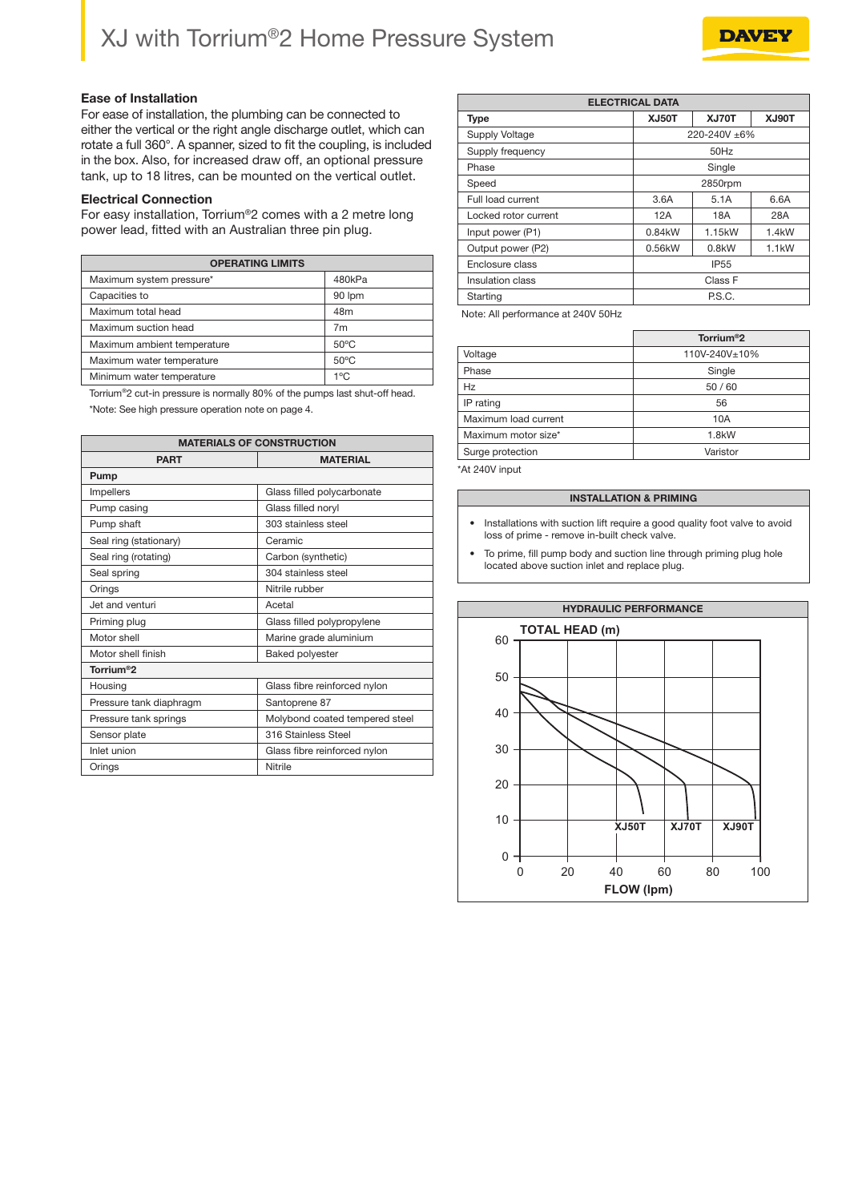# XJ with Torrium®2 Home Pressure System

### Ease of Installation

For ease of installation, the plumbing can be connected to either the vertical or the right angle discharge outlet, which can rotate a full 360°. A spanner, sized to fit the coupling, is included in the box. Also, for increased draw off, an optional pressure tank, up to 18 litres, can be mounted on the vertical outlet.

### Electrical Connection

For easy installation, Torrium®2 comes with a 2 metre long power lead, fitted with an Australian three pin plug.

| OPERATING LIMITS | |
|---|---|
| Maximum system pressure* | 480kPa |
| Capacities to | 90 lpm |
| Maximum total head | 48m |
| Maximum suction head | 7m |
| Maximum ambient temperature | 50°C |
| Maximum water temperature | 50°C |
| Minimum water temperature | 1°C |

Torrium®2 cut-in pressure is normally 80% of the pumps last shut-off head.
*Note: See high pressure operation note on page 4.

| MATERIALS OF CONSTRUCTION | |
|---|---|
| **PART** | **MATERIAL** |
| **Pump** | |
| Impellers | Glass filled polycarbonate |
| Pump casing | Glass filled noryl |
| Pump shaft | 303 stainless steel |
| Seal ring (stationary) | Ceramic |
| Seal ring (rotating) | Carbon (synthetic) |
| Seal spring | 304 stainless steel |
| Orings | Nitrile rubber |
| Jet and venturi | Acetal |
| Priming plug | Glass filled polypropylene |
| Motor shell | Marine grade aluminium |
| Motor shell finish | Baked polyester |
| **Torrium®2** | |
| Housing | Glass fibre reinforced nylon |
| Pressure tank diaphragm | Santoprene 87 |
| Pressure tank springs | Molybond coated tempered steel |
| Sensor plate | 316 Stainless Steel |
| Inlet union | Glass fibre reinforced nylon |
| Orings | Nitrile |

| ELECTRICAL DATA | | | |
|---|---|---|---|
| **Type** | **XJ50T** | **XJ70T** | **XJ90T** |
| Supply Voltage | 220-240V ±6% | | |
| Supply frequency | 50Hz | | |
| Phase | Single | | |
| Speed | 2850rpm | | |
| Full load current | 3.6A | 5.1A | 6.6A |
| Locked rotor current | 12A | 18A | 28A |
| Input power (P1) | 0.84kW | 1.15kW | 1.4kW |
| Output power (P2) | 0.56kW | 0.8kW | 1.1kW |
| Enclosure class | IP55 | | |
| Insulation class | Class F | | |
| Starting | P.S.C. | | |

Note: All performance at 240V 50Hz

| | Torrium®2 |
|---|---|
| Voltage | 110V-240V±10% |
| Phase | Single |
| Hz | 50 / 60 |
| IP rating | 56 |
| Maximum load current | 10A |
| Maximum motor size* | 1.8kW |
| Surge protection | Varistor |

*At 240V input

### INSTALLATION & PRIMING

- Installations with suction lift require a good quality foot valve to avoid loss of prime - remove in-built check valve.
- To prime, fill pump body and suction line through priming plug hole located above suction inlet and replace plug.

### HYDRAULIC PERFORMANCE

TOTAL HEAD (m) — 0, 10, 20, 30, 40, 50, 60

XJ50T XJ70T XJ90T

FLOW (lpm) — 0, 20, 40, 60, 80, 100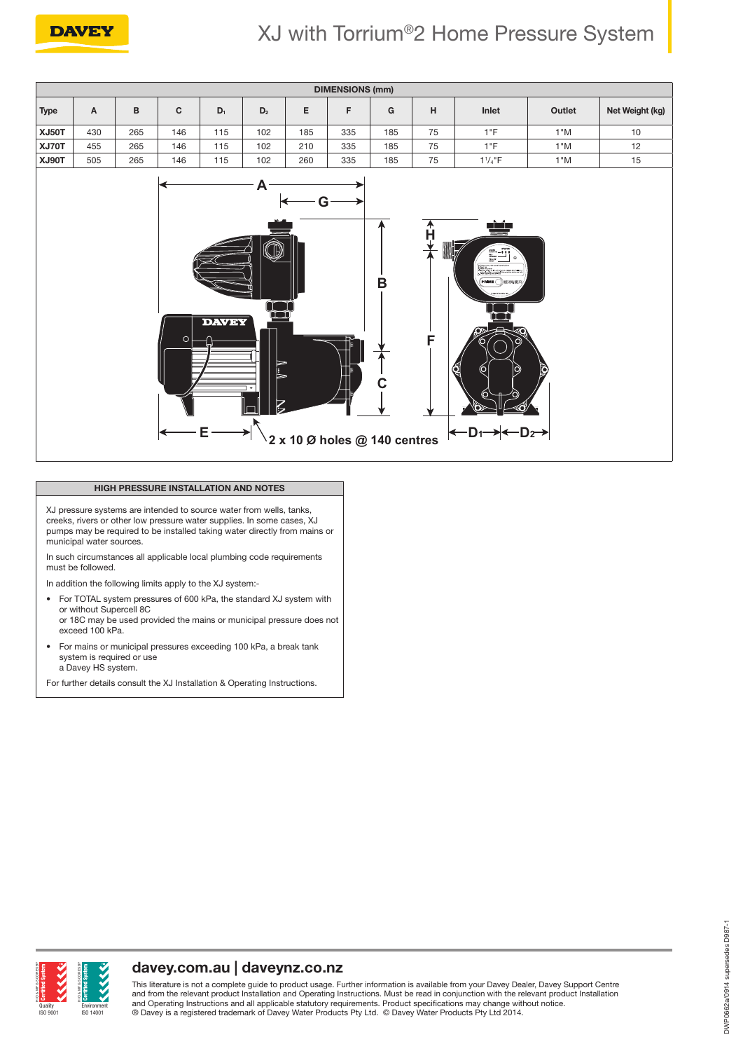# XJ with Torrium®2 Home Pressure System

| DIMENSIONS (mm) | | | | | | | | | | | |
|---|---|---|---|---|---|---|---|---|---|---|---|
| Type | A | B | C | $D_1$ | $D_2$ | E | F | G | H | Inlet | Outlet | Net Weight (kg) |
| XJ50T | 430 | 265 | 146 | 115 | 102 | 185 | 335 | 185 | 75 | 1"F | 1"M | 10 |
| XJ70T | 455 | 265 | 146 | 115 | 102 | 210 | 335 | 185 | 75 | 1"F | 1"M | 12 |
| XJ90T | 505 | 265 | 146 | 115 | 102 | 260 | 335 | 185 | 75 | 1¼"F | 1"M | 15 |

A
G
H
B
F
C
E
2 x 10 Ø holes @ 140 centres
$D_1$
$D_2$

## HIGH PRESSURE INSTALLATION AND NOTES

XJ pressure systems are intended to source water from wells, tanks, creeks, rivers or other low pressure water supplies. In some cases, XJ pumps may be required to be installed taking water directly from mains or municipal water sources.

In such circumstances all applicable local plumbing code requirements must be followed.

In addition the following limits apply to the XJ system:-

- For TOTAL system pressures of 600 kPa, the standard XJ system with or without Supercell 8C
  or 18C may be used provided the mains or municipal pressure does not exceed 100 kPa.
- For mains or municipal pressures exceeding 100 kPa, a break tank system is required or use
  a Davey HS system.

For further details consult the XJ Installation & Operating Instructions.

**davey.com.au | daveynz.co.nz**

This literature is not a complete guide to product usage. Further information is available from your Davey Dealer, Davey Support Centre and from the relevant product Installation and Operating Instructions. Must be read in conjunction with the relevant product Installation and Operating Instructions and all applicable statutory requirements. Product specifications may change without notice.
® Davey is a registered trademark of Davey Water Products Pty Ltd. © Davey Water Products Pty Ltd 2014.

DWP0662a/0914 supersedes D987-1